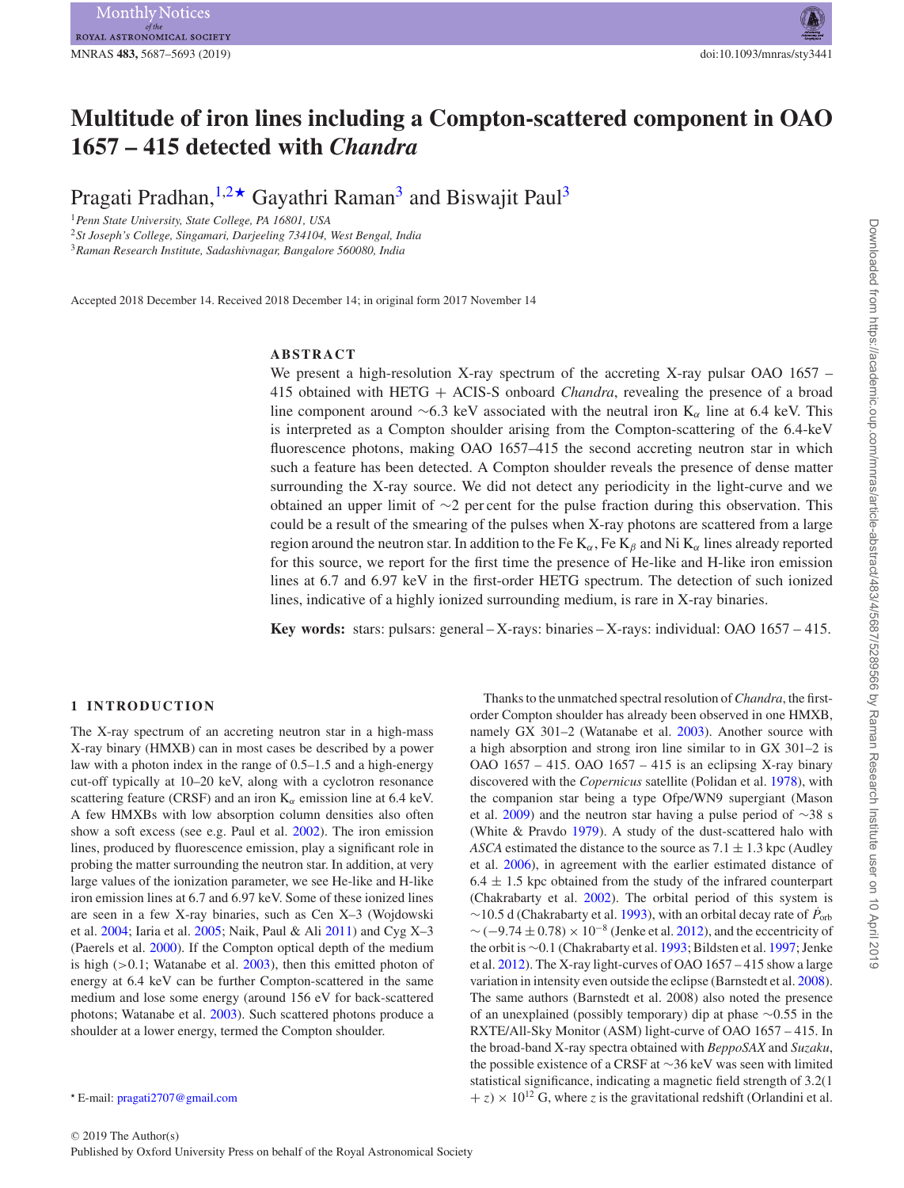# Multitude of iron lines including a Compton-scattered component in OAO 1657 – 415 detected with *Chandra*

Pragati Pradhan,[1,2]★ Gayathri Raman[3] and Biswajit Paul[3]

[1]*Penn State University, State College, PA 16801, USA*
[2]*St Joseph's College, Singamari, Darjeeling 734104, West Bengal, India*
[3]*Raman Research Institute, Sadashivnagar, Bangalore 560080, India*

Accepted 2018 December 14. Received 2018 December 14; in original form 2017 November 14

## ABSTRACT

We present a high-resolution X-ray spectrum of the accreting X-ray pulsar OAO 1657 – 415 obtained with HETG + ACIS-S onboard *Chandra*, revealing the presence of a broad line component around ∼6.3 keV associated with the neutral iron $K_\alpha$ line at 6.4 keV. This is interpreted as a Compton shoulder arising from the Compton-scattering of the 6.4-keV fluorescence photons, making OAO 1657–415 the second accreting neutron star in which such a feature has been detected. A Compton shoulder reveals the presence of dense matter surrounding the X-ray source. We did not detect any periodicity in the light-curve and we obtained an upper limit of ∼2 per cent for the pulse fraction during this observation. This could be a result of the smearing of the pulses when X-ray photons are scattered from a large region around the neutron star. In addition to the Fe $K_\alpha$, Fe $K_\beta$ and Ni $K_\alpha$ lines already reported for this source, we report for the first time the presence of He-like and H-like iron emission lines at 6.7 and 6.97 keV in the first-order HETG spectrum. The detection of such ionized lines, indicative of a highly ionized surrounding medium, is rare in X-ray binaries.

**Key words:** stars: pulsars: general – X-rays: binaries – X-rays: individual: OAO 1657 – 415.

## 1 INTRODUCTION

The X-ray spectrum of an accreting neutron star in a high-mass X-ray binary (HMXB) can in most cases be described by a power law with a photon index in the range of 0.5–1.5 and a high-energy cut-off typically at 10–20 keV, along with a cyclotron resonance scattering feature (CRSF) and an iron $K_\alpha$ emission line at 6.4 keV. A few HMXBs with low absorption column densities also often show a soft excess (see e.g. Paul et al. 2002). The iron emission lines, produced by fluorescence emission, play a significant role in probing the matter surrounding the neutron star. In addition, at very large values of the ionization parameter, we see He-like and H-like iron emission lines at 6.7 and 6.97 keV. Some of these ionized lines are seen in a few X-ray binaries, such as Cen X–3 (Wojdowski et al. 2004; Iaria et al. 2005; Naik, Paul & Ali 2011) and Cyg X–3 (Paerels et al. 2000). If the Compton optical depth of the medium is high (>0.1; Watanabe et al. 2003), then this emitted photon of energy at 6.4 keV can be further Compton-scattered in the same medium and lose some energy (around 156 eV for back-scattered photons; Watanabe et al. 2003). Such scattered photons produce a shoulder at a lower energy, termed the Compton shoulder.

Thanks to the unmatched spectral resolution of *Chandra*, the first-order Compton shoulder has already been observed in one HMXB, namely GX 301–2 (Watanabe et al. 2003). Another source with a high absorption and strong iron line similar to in GX 301–2 is OAO 1657 – 415. OAO 1657 – 415 is an eclipsing X-ray binary discovered with the *Copernicus* satellite (Polidan et al. 1978), with the companion star being a type Ofpe/WN9 supergiant (Mason et al. 2009) and the neutron star having a pulse period of ∼38 s (White & Pravdo 1979). A study of the dust-scattered halo with *ASCA* estimated the distance to the source as 7.1 ± 1.3 kpc (Audley et al. 2006), in agreement with the earlier estimated distance of 6.4 ± 1.5 kpc obtained from the study of the infrared counterpart (Chakrabarty et al. 2002). The orbital period of this system is ∼10.5 d (Chakrabarty et al. 1993), with an orbital decay rate of $\dot{P}_{\rm orb} \sim (-9.74 \pm 0.78) \times 10^{-8}$ (Jenke et al. 2012), and the eccentricity of the orbit is ∼0.1 (Chakrabarty et al. 1993; Bildsten et al. 1997; Jenke et al. 2012). The X-ray light-curves of OAO 1657 – 415 show a large variation in intensity even outside the eclipse (Barnstedt et al. 2008). The same authors (Barnstedt et al. 2008) also noted the presence of an unexplained (possibly temporary) dip at phase ∼0.55 in the RXTE/All-Sky Monitor (ASM) light-curve of OAO 1657 – 415. In the broad-band X-ray spectra obtained with *BeppoSAX* and *Suzaku*, the possible existence of a CRSF at ∼36 keV was seen with limited statistical significance, indicating a magnetic field strength of 3.2(1 + $z$) × $10^{12}$ G, where $z$ is the gravitational redshift (Orlandini et al.

★ E-mail: pragati2707@gmail.com

© 2019 The Author(s)
Published by Oxford University Press on behalf of the Royal Astronomical Society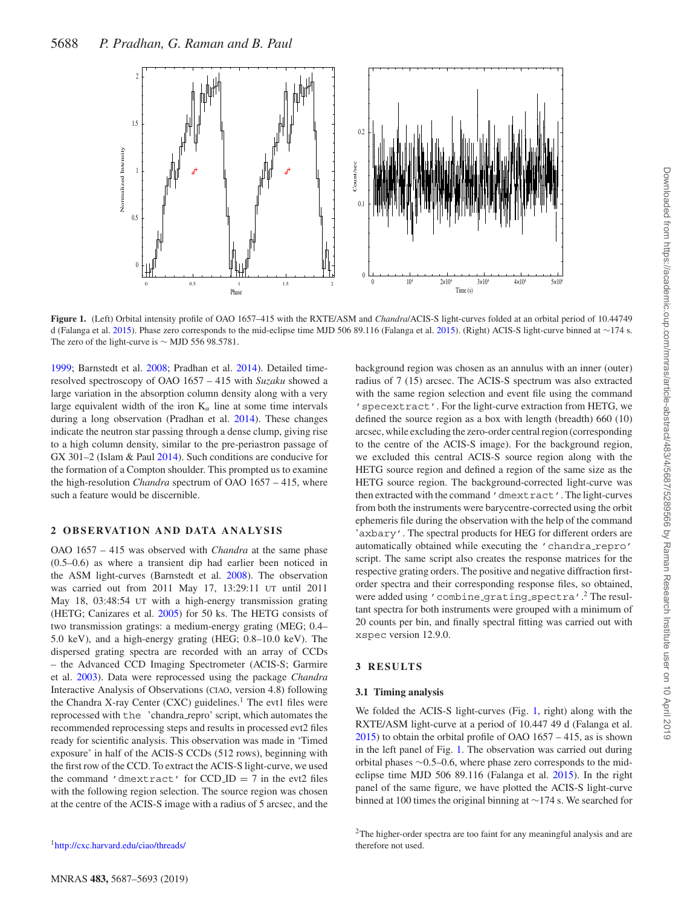Normalized Intensity
0
0.5
1
1.5
2
0
0.5
1
1.5
2
Phase

Count/sec
0
0.1
0.2
0
$10^4$
$2\times10^4$
$3\times10^4$
$4\times10^4$
$5\times10^4$
Time (s)

**Figure 1.** (Left) Orbital intensity profile of OAO 1657–415 with the RXTE/ASM and *Chandra*/ACIS-S light-curves folded at an orbital period of 10.44749 d (Falanga et al. 2015). Phase zero corresponds to the mid-eclipse time MJD 506 89.116 (Falanga et al. 2015). (Right) ACIS-S light-curve binned at ∼174 s. The zero of the light-curve is ∼ MJD 556 98.5781.

1999; Barnstedt et al. 2008; Pradhan et al. 2014). Detailed time-resolved spectroscopy of OAO 1657 – 415 with *Suzaku* showed a large variation in the absorption column density along with a very large equivalent width of the iron $K_\alpha$ line at some time intervals during a long observation (Pradhan et al. 2014). These changes indicate the neutron star passing through a dense clump, giving rise to a high column density, similar to the pre-periastron passage of GX 301–2 (Islam & Paul 2014). Such conditions are conducive for the formation of a Compton shoulder. This prompted us to examine the high-resolution *Chandra* spectrum of OAO 1657 – 415, where such a feature would be discernible.

## 2 OBSERVATION AND DATA ANALYSIS

OAO 1657 – 415 was observed with *Chandra* at the same phase (0.5–0.6) as where a transient dip had earlier been noticed in the ASM light-curves (Barnstedt et al. 2008). The observation was carried out from 2011 May 17, 13:29:11 UT until 2011 May 18, 03:48:54 UT with a high-energy transmission grating (HETG; Canizares et al. 2005) for 50 ks. The HETG consists of two transmission gratings: a medium-energy grating (MEG; 0.4–5.0 keV), and a high-energy grating (HEG; 0.8–10.0 keV). The dispersed grating spectra are recorded with an array of CCDs – the Advanced CCD Imaging Spectrometer (ACIS-S; Garmire et al. 2003). Data were reprocessed using the package *Chandra* Interactive Analysis of Observations (CIAO, version 4.8) following the Chandra X-ray Center (CXC) guidelines.[1] The evt1 files were reprocessed with the 'chandra_repro' script, which automates the recommended reprocessing steps and results in processed evt2 files ready for scientific analysis. This observation was made in 'Timed exposure' in half of the ACIS-S CCDs (512 rows), beginning with the first row of the CCD. To extract the ACIS-S light-curve, we used the command 'dmextract' for CCD_ID = 7 in the evt2 files with the following region selection. The source region was chosen at the centre of the ACIS-S image with a radius of 5 arcsec, and the background region was chosen as an annulus with an inner (outer) radius of 7 (15) arcsec. The ACIS-S spectrum was also extracted with the same region selection and event file using the command 'specextract'. For the light-curve extraction from HETG, we defined the source region as a box with length (breadth) 660 (10) arcsec, while excluding the zero-order central region (corresponding to the centre of the ACIS-S image). For the background region, we excluded this central ACIS-S source region along with the HETG source region and defined a region of the same size as the HETG source region. The background-corrected light-curve was then extracted with the command 'dmextract'. The light-curves from both the instruments were barycentre-corrected using the orbit ephemeris file during the observation with the help of the command 'axbary'. The spectral products for HEG for different orders are automatically obtained while executing the 'chandra_repro' script.[2] The same script also creates the response matrices for the respective grating orders. The positive and negative diffraction first-order spectra and their corresponding response files, so obtained, were added using 'combine_grating_spectra'. The resultant spectra for both instruments were grouped with a minimum of 20 counts per bin, and finally spectral fitting was carried out with xspec version 12.9.0.

## 3 RESULTS

### 3.1 Timing analysis

We folded the ACIS-S light-curves (Fig. 1, right) along with the RXTE/ASM light-curve at a period of 10.447 49 d (Falanga et al. 2015) to obtain the orbital profile of OAO 1657 – 415, as is shown in the left panel of Fig. 1. The observation was carried out during orbital phases ∼0.5–0.6, where phase zero corresponds to the mid-eclipse time MJD 506 89.116 (Falanga et al. 2015). In the right panel of the same figure, we have plotted the ACIS-S light-curve binned at 100 times the original binning at ∼174 s. We searched for

[1] http://cxc.harvard.edu/ciao/threads/

[2] The higher-order spectra are too faint for any meaningful analysis and are therefore not used.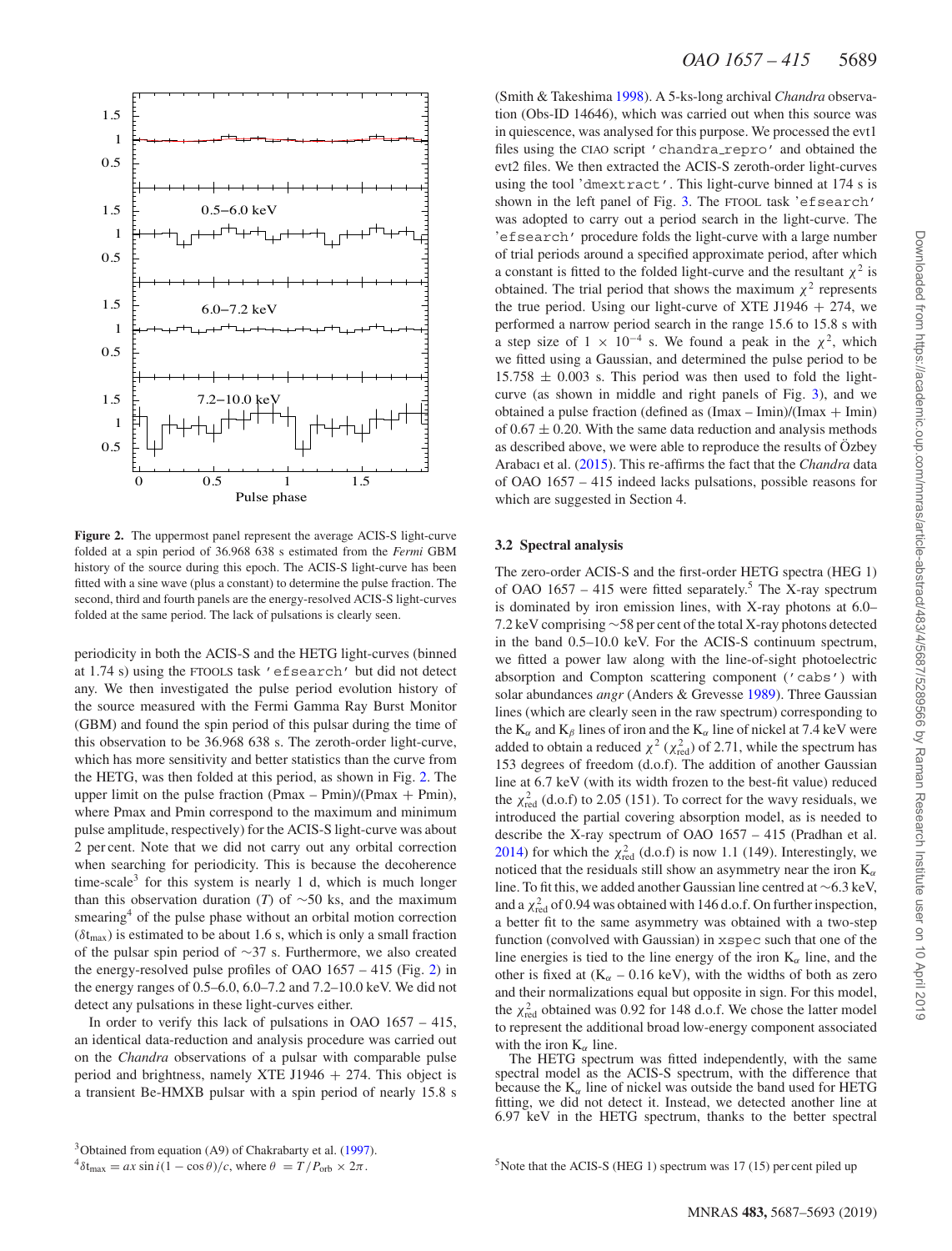1.5
1
0.5
1.5
0.5–6.0 keV
1
0.5
1.5
6.0–7.2 keV
1
0.5
1.5
7.2–10.0 keV
1
0.5
0 0.5 1 1.5
Pulse phase

**Figure 2.** The uppermost panel represent the average ACIS-S light-curve folded at a spin period of 36.968 638 s estimated from the *Fermi* GBM history of the source during this epoch. The ACIS-S light-curve has been fitted with a sine wave (plus a constant) to determine the pulse fraction. The second, third and fourth panels are the energy-resolved ACIS-S light-curves folded at the same period. The lack of pulsations is clearly seen.

periodicity in both the ACIS-S and the HETG light-curves (binned at 1.74 s) using the FTOOLS task 'efsearch' but did not detect any. We then investigated the pulse period evolution history of the source measured with the Fermi Gamma Ray Burst Monitor (GBM) and found the spin period of this pulsar during the time of this observation to be 36.968 638 s. The zeroth-order light-curve, which has more sensitivity and better statistics than the curve from the HETG, was then folded at this period, as shown in Fig. 2. The upper limit on the pulse fraction (Pmax – Pmin)/(Pmax + Pmin), where Pmax and Pmin correspond to the maximum and minimum pulse amplitude, respectively) for the ACIS-S light-curve was about 2 per cent. Note that we did not carry out any orbital correction when searching for periodicity. This is because the decoherence time-scale[3] for this system is nearly 1 d, which is much longer than this observation duration ($T$) of ∼50 ks, and the maximum smearing[4] of the pulse phase without an orbital motion correction ($\delta t_{max}$) is estimated to be about 1.6 s, which is only a small fraction of the pulsar spin period of ∼37 s. Furthermore, we also created the energy-resolved pulse profiles of OAO 1657 – 415 (Fig. 2) in the energy ranges of 0.5–6.0, 6.0–7.2 and 7.2–10.0 keV. We did not detect any pulsations in these light-curves either.

In order to verify this lack of pulsations in OAO 1657 – 415, an identical data-reduction and analysis procedure was carried out on the *Chandra* observations of a pulsar with comparable pulse period and brightness, namely XTE J1946 + 274. This object is a transient Be-HMXB pulsar with a spin period of nearly 15.8 s (Smith & Takeshima 1998). A 5-ks-long archival *Chandra* observation (Obs-ID 14646), which was carried out when this source was in quiescence, was analysed for this purpose. We processed the evt1 files using the CIAO script 'chandra_repro' and obtained the evt2 files. We then extracted the ACIS-S zeroth-order light-curves using the tool 'dmextract'. This light-curve binned at 174 s is shown in the left panel of Fig. 3. The FTOOL task 'efsearch' was adopted to carry out a period search in the light-curve. The 'efsearch' procedure folds the light-curve with a large number of trial periods around a specified approximate period, after which a constant is fitted to the folded light-curve and the resultant $\chi^2$ is obtained. The trial period that shows the maximum $\chi^2$ represents the true period. Using our light-curve of XTE J1946 + 274, we performed a narrow period search in the range 15.6 to 15.8 s with a step size of $1 \times 10^{-4}$ s. We found a peak in the $\chi^2$, which we fitted using a Gaussian, and determined the pulse period to be 15.758 ± 0.003 s. This period was then used to fold the light-curve (as shown in middle and right panels of Fig. 3), and we obtained a pulse fraction (defined as (Imax – Imin)/(Imax + Imin) of 0.67 ± 0.20. With the same data reduction and analysis methods as described above, we were able to reproduce the results of Özbey Arabacı et al. (2015). This re-affirms the fact that the *Chandra* data of OAO 1657 – 415 indeed lacks pulsations, possible reasons for which are suggested in Section 4.

### 3.2 Spectral analysis

The zero-order ACIS-S and the first-order HETG spectra (HEG 1) of OAO 1657 – 415 were fitted separately.[5] The X-ray spectrum is dominated by iron emission lines, with X-ray photons at 6.0–7.2 keV comprising ∼58 per cent of the total X-ray photons detected in the band 0.5–10.0 keV. For the ACIS-S continuum spectrum, we fitted a power law along with the line-of-sight photoelectric absorption and Compton scattering component ('cabs') with solar abundances *angr* (Anders & Grevesse 1989). Three Gaussian lines (which are clearly seen in the raw spectrum) corresponding to the $K_\alpha$ and $K_\beta$ lines of iron and the $K_\alpha$ line of nickel at 7.4 keV were added to obtain a reduced $\chi^2$ ($\chi^2_{red}$) of 2.71, while the spectrum has 153 degrees of freedom (d.o.f). The addition of another Gaussian line at 6.7 keV (with its width frozen to the best-fit value) reduced the $\chi^2_{red}$ (d.o.f) to 2.05 (151). To correct for the wavy residuals, we introduced the partial covering absorption model, as is needed to describe the X-ray spectrum of OAO 1657 – 415 (Pradhan et al. 2014) for which the $\chi^2_{red}$ (d.o.f) is now 1.1 (149). Interestingly, we noticed that the residuals still show an asymmetry near the iron $K_\alpha$ line. To fit this, we added another Gaussian line centred at ∼6.3 keV, and a $\chi^2_{red}$ of 0.94 was obtained with 146 d.o.f. On further inspection, a better fit to the same asymmetry was obtained with a two-step function (convolved with Gaussian) in xspec such that one of the line energies is tied to the line energy of the iron $K_\alpha$ line, and the other is fixed at ($K_\alpha$ – 0.16 keV), with the widths of both as zero and their normalizations equal but opposite in sign. For this model, the $\chi^2_{red}$ obtained was 0.92 for 148 d.o.f. We chose the latter model to represent the additional broad low-energy component associated with the iron $K_\alpha$ line.

The HETG spectrum was fitted independently, with the same spectral model as the ACIS-S spectrum, with the difference that because the $K_\alpha$ line of nickel was outside the band used for HETG fitting, we did not detect it. Instead, we detected another line at 6.97 keV in the HETG spectrum, thanks to the better spectral

[3]Obtained from equation (A9) of Chakrabarty et al. (1997).

[4]$\delta t_{max} = ax \sin i (1 - \cos \theta)/c$, where $\theta = T/P_{orb} \times 2\pi$.

[5]Note that the ACIS-S (HEG 1) spectrum was 17 (15) per cent piled up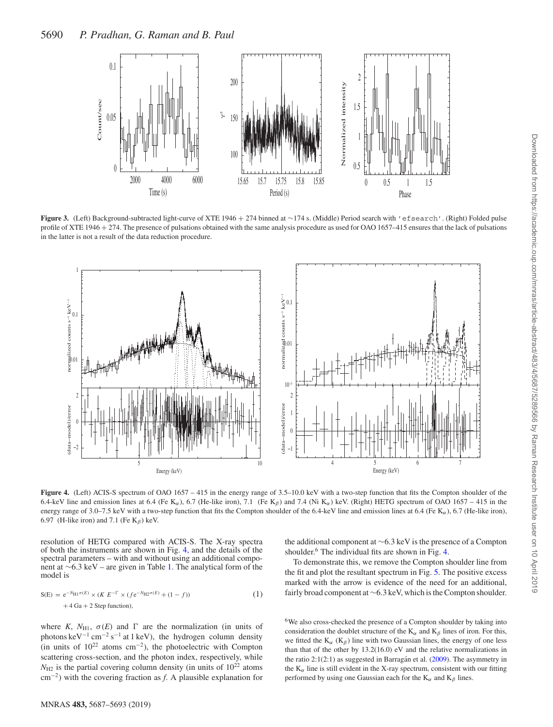**Figure 3.** (Left) Background-subtracted light-curve of XTE 1946 + 274 binned at ∼174 s. (Middle) Period search with 'efsearch'. (Right) Folded pulse profile of XTE 1946 + 274. The presence of pulsations obtained with the same analysis procedure as used for OAO 1657–415 ensures that the lack of pulsations in the latter is not a result of the data reduction procedure.

**Figure 4.** (Left) ACIS-S spectrum of OAO 1657 – 415 in the energy range of 3.5–10.0 keV with a two-step function that fits the Compton shoulder of the 6.4-keV line and emission lines at 6.4 (Fe $K_\alpha$), 6.7 (He-like iron), 7.1 (Fe $K_\beta$) and 7.4 (Ni $K_\alpha$) keV. (Right) HETG spectrum of OAO 1657 – 415 in the energy range of 3.0–7.5 keV with a two-step function that fits the Compton shoulder of the 6.4-keV line and emission lines at 6.4 (Fe $K_\alpha$), 6.7 (He-like iron), 6.97 (H-like iron) and 7.1 (Fe $K_\beta$) keV.

resolution of HETG compared with ACIS-S. The X-ray spectra of both the instruments are shown in Fig. 4, and the details of the spectral parameters – with and without using an additional component at ∼6.3 keV – are given in Table 1. The analytical form of the model is

$$\mathrm{S(E)} = e^{-N_{\mathrm{H1}}\sigma(E)} \times (K\ E^{-\Gamma} \times (f e^{-N_{\mathrm{H2}}\sigma(E)} + (1-f)) + 4\ \mathrm{Ga} + 2\ \mathrm{Step\ function}), \tag{1}$$

where $K$, $N_{\mathrm{H1}}$, $\sigma(E)$ and $\Gamma$ are the normalization (in units of photons keV$^{-1}$ cm$^{-2}$ s$^{-1}$ at 1 keV), the hydrogen column density (in units of $10^{22}$ atoms cm$^{-2}$), the photoelectric with Compton scattering cross-section, and the photon index, respectively, while $N_{\mathrm{H2}}$ is the partial covering column density (in units of $10^{22}$ atoms cm$^{-2}$) with the covering fraction as $f$. A plausible explanation for the additional component at ∼6.3 keV is the presence of a Compton shoulder.[6] The individual fits are shown in Fig. 4.

To demonstrate this, we remove the Compton shoulder line from the fit and plot the resultant spectrum in Fig. 5. The positive excess marked with the arrow is evidence of the need for an additional, fairly broad component at ∼6.3 keV, which is the Compton shoulder.

[6]We also cross-checked the presence of a Compton shoulder by taking into consideration the doublet structure of the $K_\alpha$ and $K_\beta$ lines of iron. For this, we fitted the $K_\alpha$ ($K_\beta$) line with two Gaussian lines, the energy of one less than that of the other by 13.2(16.0) eV and the relative normalizations in the ratio 2:1(2:1) as suggested in Barragán et al. (2009). The asymmetry in the $K_\alpha$ line is still evident in the X-ray spectrum, consistent with our fitting performed by using one Gaussian each for the $K_\alpha$ and $K_\beta$ lines.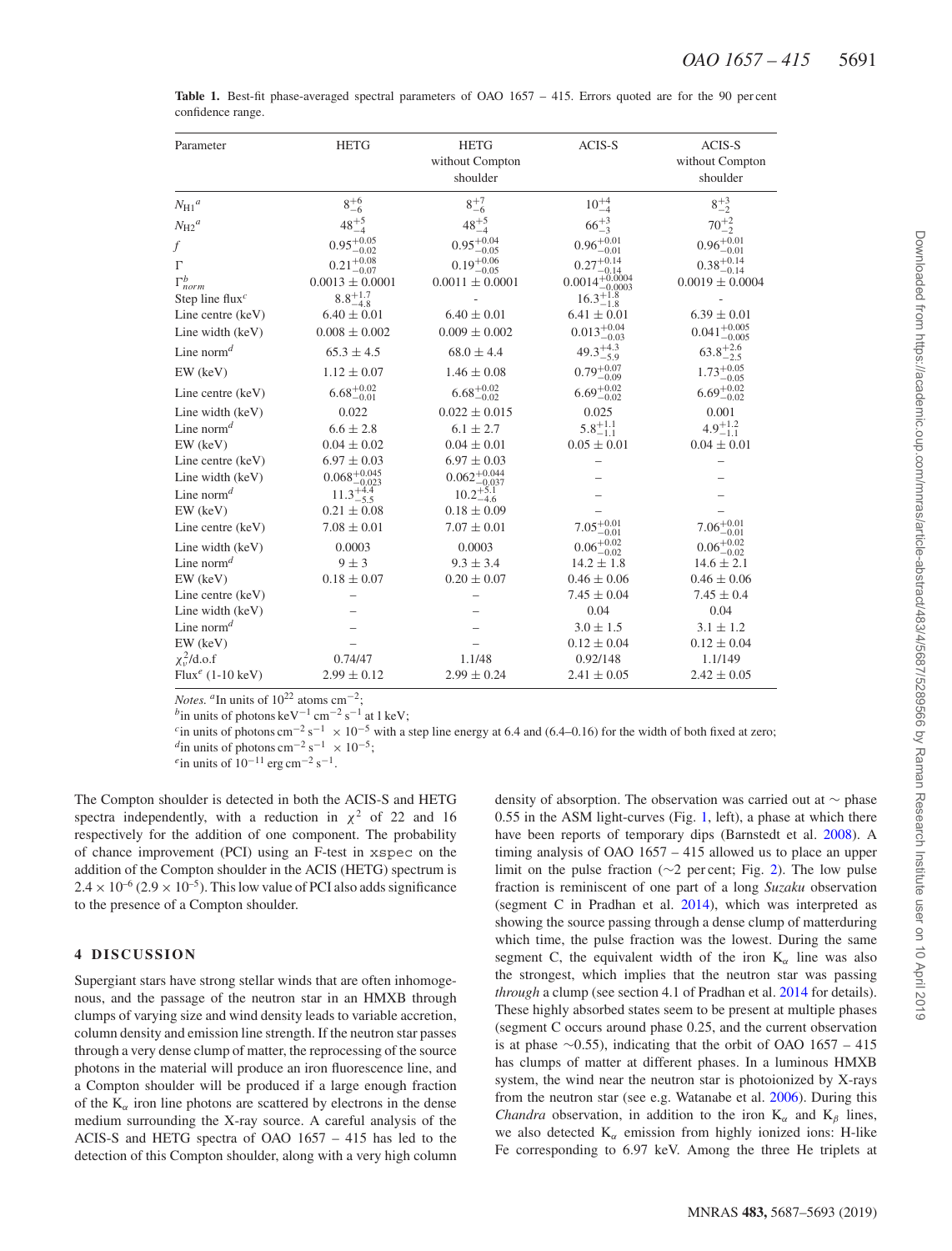**Table 1.** Best-fit phase-averaged spectral parameters of OAO 1657 – 415. Errors quoted are for the 90 per cent confidence range.

| Parameter | HETG | HETG without Compton shoulder | ACIS-S | ACIS-S without Compton shoulder |
|---|---|---|---|---|
| $N_{H1}$[a] | $8^{+6}_{-6}$ | $8^{+7}_{-6}$ | $10^{+4}_{-4}$ | $8^{+3}_{-2}$ |
| $N_{H2}$[a] | $48^{+5}_{-4}$ | $48^{+5}_{-4}$ | $66^{+3}_{-3}$ | $70^{+2}_{-2}$ |
| $f$ | $0.95^{+0.05}_{-0.02}$ | $0.95^{+0.04}_{-0.05}$ | $0.96^{+0.01}_{-0.01}$ | $0.96^{+0.01}_{-0.01}$ |
| $\Gamma$ | $0.21^{+0.08}_{-0.07}$ | $0.19^{+0.06}_{-0.05}$ | $0.27^{+0.14}_{-0.14}$ | $0.38^{+0.14}_{-0.14}$ |
| $\Gamma^{b}_{norm}$ | $0.0013 \pm 0.0001$ | $0.0011 \pm 0.0001$ | $0.0014^{+0.0004}_{-0.0003}$ | $0.0019 \pm 0.0004$ |
| Step line flux[c] | $8.8^{+1.7}_{-4.8}$ | - | $16.3^{+1.8}_{-1.8}$ | - |
| Line centre (keV) | $6.40 \pm 0.01$ | $6.40 \pm 0.01$ | $6.41 \pm 0.01$ | $6.39 \pm 0.01$ |
| Line width (keV) | $0.008 \pm 0.002$ | $0.009 \pm 0.002$ | $0.013^{+0.04}_{-0.03}$ | $0.041^{+0.005}_{-0.005}$ |
| Line norm[d] | $65.3 \pm 4.5$ | $68.0 \pm 4.4$ | $49.3^{+4.3}_{-5.9}$ | $63.8^{+2.6}_{-2.5}$ |
| EW (keV) | $1.12 \pm 0.07$ | $1.46 \pm 0.08$ | $0.79^{+0.07}_{-0.09}$ | $1.73^{+0.05}_{-0.05}$ |
| Line centre (keV) | $6.68^{+0.02}_{-0.01}$ | $6.68^{+0.02}_{-0.02}$ | $6.69^{+0.02}_{-0.02}$ | $6.69^{+0.02}_{-0.02}$ |
| Line width (keV) | 0.022 | $0.022 \pm 0.015$ | 0.025 | 0.001 |
| Line norm[d] | $6.6 \pm 2.8$ | $6.1 \pm 2.7$ | $5.8^{+1.1}_{-1.1}$ | $4.9^{+1.2}_{-1.1}$ |
| EW (keV) | $0.04 \pm 0.02$ | $0.04 \pm 0.01$ | $0.05 \pm 0.01$ | $0.04 \pm 0.01$ |
| Line centre (keV) | $6.97 \pm 0.03$ | $6.97 \pm 0.03$ | – | – |
| Line width (keV) | $0.068^{+0.045}_{-0.023}$ | $0.062^{+0.044}_{-0.037}$ | – | – |
| Line norm[d] | $11.3^{+4.4}_{-5.5}$ | $10.2^{+5.1}_{-4.6}$ | – | – |
| EW (keV) | $0.21 \pm 0.08$ | $0.18 \pm 0.09$ | – | – |
| Line centre (keV) | $7.08 \pm 0.01$ | $7.07 \pm 0.01$ | $7.05^{+0.01}_{-0.01}$ | $7.06^{+0.01}_{-0.01}$ |
| Line width (keV) | 0.0003 | 0.0003 | $0.06^{+0.02}_{-0.02}$ | $0.06^{+0.02}_{-0.02}$ |
| Line norm[d] | $9 \pm 3$ | $9.3 \pm 3.4$ | $14.2 \pm 1.8$ | $14.6 \pm 2.1$ |
| EW (keV) | $0.18 \pm 0.07$ | $0.20 \pm 0.07$ | $0.46 \pm 0.06$ | $0.46 \pm 0.06$ |
| Line centre (keV) | – | – | $7.45 \pm 0.04$ | $7.45 \pm 0.4$ |
| Line width (keV) | – | – | 0.04 | 0.04 |
| Line norm[d] | – | – | $3.0 \pm 1.5$ | $3.1 \pm 1.2$ |
| EW (keV) | – | – | $0.12 \pm 0.04$ | $0.12 \pm 0.04$ |
| $\chi^2_\nu$/d.o.f | 0.74/47 | 1.1/48 | 0.92/148 | 1.1/149 |
| Flux[e] (1-10 keV) | $2.99 \pm 0.12$ | $2.99 \pm 0.24$ | $2.41 \pm 0.05$ | $2.42 \pm 0.05$ |

*Notes.* [a]In units of $10^{22}$ atoms cm$^{-2}$;
[b]in units of photons keV$^{-1}$ cm$^{-2}$ s$^{-1}$ at 1 keV;
[c]in units of photons cm$^{-2}$ s$^{-1}$ $\times 10^{-5}$ with a step line energy at 6.4 and (6.4–0.16) for the width of both fixed at zero;
[d]in units of photons cm$^{-2}$ s$^{-1}$ $\times 10^{-5}$;
[e]in units of $10^{-11}$ erg cm$^{-2}$ s$^{-1}$.

The Compton shoulder is detected in both the ACIS-S and HETG spectra independently, with a reduction in $\chi^2$ of 22 and 16 respectively for the addition of one component. The probability of chance improvement (PCI) using an F-test in xspec on the addition of the Compton shoulder in the ACIS (HETG) spectrum is $2.4 \times 10^{-6}$ ($2.9 \times 10^{-5}$). This low value of PCI also adds significance to the presence of a Compton shoulder.

## 4 DISCUSSION

Supergiant stars have strong stellar winds that are often inhomogenous, and the passage of the neutron star in an HMXB through clumps of varying size and wind density leads to variable accretion, column density and emission line strength. If the neutron star passes through a very dense clump of matter, the reprocessing of the source photons in the material will produce an iron fluorescence line, and a Compton shoulder will be produced if a large enough fraction of the $K_\alpha$ iron line photons are scattered by electrons in the dense medium surrounding the X-ray source. A careful analysis of the ACIS-S and HETG spectra of OAO 1657 – 415 has led to the detection of this Compton shoulder, along with a very high column density of absorption. The observation was carried out at ∼ phase 0.55 in the ASM light-curves (Fig. 1, left), a phase at which there have been reports of temporary dips (Barnstedt et al. 2008). A timing analysis of OAO 1657 – 415 allowed us to place an upper limit on the pulse fraction (∼2 per cent; Fig. 2). The low pulse fraction is reminiscent of one part of a long *Suzaku* observation (segment C in Pradhan et al. 2014), which was interpreted as showing the source passing through a dense clump of matterduring which time, the pulse fraction was the lowest. During the same segment C, the equivalent width of the iron $K_\alpha$ line was also the strongest, which implies that the neutron star was passing *through* a clump (see section 4.1 of Pradhan et al. 2014 for details). These highly absorbed states seem to be present at multiple phases (segment C occurs around phase 0.25, and the current observation is at phase ∼0.55), indicating that the orbit of OAO 1657 – 415 has clumps of matter at different phases. In a luminous HMXB system, the wind near the neutron star is photoionized by X-rays from the neutron star (see e.g. Watanabe et al. 2006). During this *Chandra* observation, in addition to the iron $K_\alpha$ and $K_\beta$ lines, we also detected $K_\alpha$ emission from highly ionized ions: H-like Fe corresponding to 6.97 keV. Among the three He triplets at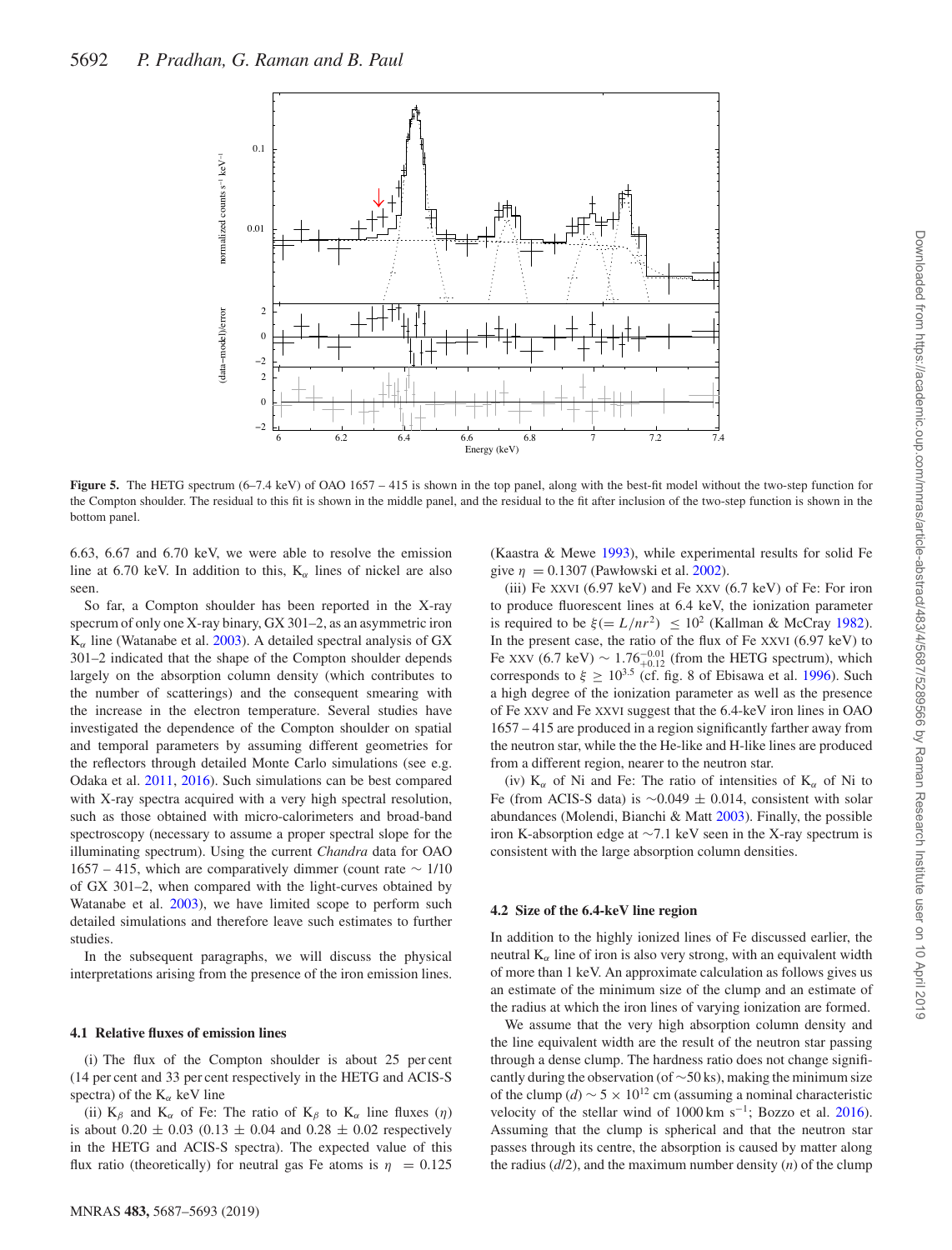normalized counts s⁻¹ keV⁻¹

0.1

0.01

(data−model)/error

2

0

−2

2

0

−2

6

6.2

6.4

6.6

6.8

7

7.2

7.4

Energy (keV)

**Figure 5.** The HETG spectrum (6–7.4 keV) of OAO 1657 − 415 is shown in the top panel, along with the best-fit model without the two-step function for the Compton shoulder. The residual to this fit is shown in the middle panel, and the residual to the fit after inclusion of the two-step function is shown in the bottom panel.

6.63, 6.67 and 6.70 keV, we were able to resolve the emission line at 6.70 keV. In addition to this, $K_\alpha$ lines of nickel are also seen.

So far, a Compton shoulder has been reported in the X-ray specrum of only one X-ray binary, GX 301–2, as an asymmetric iron $K_\alpha$ line (Watanabe et al. 2003). A detailed spectral analysis of GX 301–2 indicated that the shape of the Compton shoulder depends largely on the absorption column density (which contributes to the number of scatterings) and the consequent smearing with the increase in the electron temperature. Several studies have investigated the dependence of the Compton shoulder on spatial and temporal parameters by assuming different geometries for the reflectors through detailed Monte Carlo simulations (see e.g. Odaka et al. 2011, 2016). Such simulations can be best compared with X-ray spectra acquired with a very high spectral resolution, such as those obtained with micro-calorimeters and broad-band spectroscopy (necessary to assume a proper spectral slope for the illuminating spectrum). Using the current *Chandra* data for OAO 1657 − 415, which are comparatively dimmer (count rate ∼ 1/10 of GX 301–2, when compared with the light-curves obtained by Watanabe et al. 2003), we have limited scope to perform such detailed simulations and therefore leave such estimates to further studies.

In the subsequent paragraphs, we will discuss the physical interpretations arising from the presence of the iron emission lines.

### 4.1 Relative fluxes of emission lines

(i) The flux of the Compton shoulder is about 25 per cent (14 per cent and 33 per cent respectively in the HETG and ACIS-S spectra) of the $K_\alpha$ keV line

(ii) $K_\beta$ and $K_\alpha$ of Fe: The ratio of $K_\beta$ to $K_\alpha$ line fluxes ($\eta$) is about 0.20 ± 0.03 (0.13 ± 0.04 and 0.28 ± 0.02 respectively in the HETG and ACIS-S spectra). The expected value of this flux ratio (theoretically) for neutral gas Fe atoms is $\eta\ = 0.125$ (Kaastra & Mewe 1993), while experimental results for solid Fe give $\eta\ = 0.1307$ (Pawłowski et al. 2002).

(iii) Fe XXVI (6.97 keV) and Fe XXV (6.7 keV) of Fe: For iron to produce fluorescent lines at 6.4 keV, the ionization parameter is required to be $\xi(= L/nr^2)\ \leq 10^2$ (Kallman & McCray 1982). In the present case, the ratio of the flux of Fe XXVI (6.97 keV) to Fe XXV (6.7 keV) ∼ $1.76^{-0.01}_{+0.12}$ (from the HETG spectrum), which corresponds to $\xi \geq 10^{3.5}$ (cf. fig. 8 of Ebisawa et al. 1996). Such a high degree of the ionization parameter as well as the presence of Fe XXV and Fe XXVI suggest that the 6.4-keV iron lines in OAO 1657 − 415 are produced in a region significantly farther away from the neutron star, while the the He-like and H-like lines are produced from a different region, nearer to the neutron star.

(iv) $K_\alpha$ of Ni and Fe: The ratio of intensities of $K_\alpha$ of Ni to Fe (from ACIS-S data) is ∼0.049 ± 0.014, consistent with solar abundances (Molendi, Bianchi & Matt 2003). Finally, the possible iron K-absorption edge at ∼7.1 keV seen in the X-ray spectrum is consistent with the large absorption column densities.

### 4.2 Size of the 6.4-keV line region

In addition to the highly ionized lines of Fe discussed earlier, the neutral $K_\alpha$ line of iron is also very strong, with an equivalent width of more than 1 keV. An approximate calculation as follows gives us an estimate of the minimum size of the clump and an estimate of the radius at which the iron lines of varying ionization are formed.

We assume that the very high absorption column density and the line equivalent width are the result of the neutron star passing through a dense clump. The hardness ratio does not change significantly during the observation (of ∼50 ks), making the minimum size of the clump ($d$) ∼ 5 × $10^{12}$ cm (assuming a nominal characteristic velocity of the stellar wind of 1000 km $s^{-1}$; Bozzo et al. 2016). Assuming that the clump is spherical and that the neutron star passes through its centre, the absorption is caused by matter along the radius ($d/2$), and the maximum number density ($n$) of the clump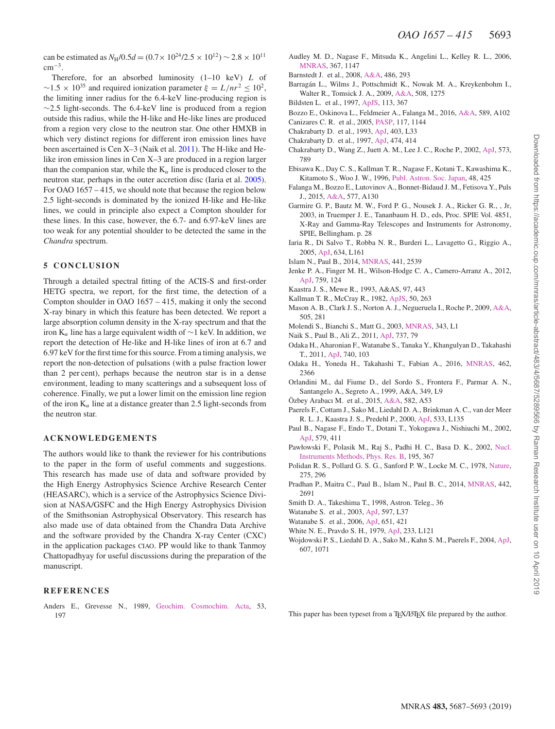can be estimated as $N_H/0.5d = (0.7\times 10^{24}/2.5\times 10^{12}) \sim 2.8\times 10^{11}$ cm$^{-3}$.

Therefore, for an absorbed luminosity (1–10 keV) $L$ of $\sim 1.5\times 10^{35}$ and required ionization parameter $\xi = L/nr^2 \leq 10^2$, the limiting inner radius for the 6.4-keV line-producing region is $\sim$2.5 light-seconds. The 6.4-keV line is produced from a region outside this radius, while the H-like and He-like lines are produced from a region very close to the neutron star. One other HMXB in which very distinct regions for different iron emission lines have been ascertained is Cen X–3 (Naik et al. 2011). The H-like and He-like iron emission lines in Cen X–3 are produced in a region larger than the companion star, while the K$_\alpha$ line is produced closer to the neutron star, perhaps in the outer accretion disc (Iaria et al. 2005). For OAO 1657 – 415, we should note that because the region below 2.5 light-seconds is dominated by the ionized H-like and He-like lines, we could in principle also expect a Compton shoulder for these lines. In this case, however, the 6.7- and 6.97-keV lines are too weak for any potential shoulder to be detected the same in the *Chandra* spectrum.

## 5 CONCLUSION

Through a detailed spectral fitting of the ACIS-S and first-order HETG spectra, we report, for the first time, the detection of a Compton shoulder in OAO 1657 – 415, making it only the second X-ray binary in which this feature has been detected. We report a large absorption column density in the X-ray spectrum and that the iron K$_\alpha$ line has a large equivalent width of $\sim$1 keV. In addition, we report the detection of He-like and H-like lines of iron at 6.7 and 6.97 keV for the first time for this source. From a timing analysis, we report the non-detection of pulsations (with a pulse fraction lower than 2 per cent), perhaps because the neutron star is in a dense environment, leading to many scatterings and a subsequent loss of coherence. Finally, we put a lower limit on the emission line region of the iron K$_\alpha$ line at a distance greater than 2.5 light-seconds from the neutron star.

## ACKNOWLEDGEMENTS

The authors would like to thank the reviewer for his contributions to the paper in the form of useful comments and suggestions. This research has made use of data and software provided by the High Energy Astrophysics Science Archive Research Center (HEASARC), which is a service of the Astrophysics Science Division at NASA/GSFC and the High Energy Astrophysics Division of the Smithsonian Astrophysical Observatory. This research has also made use of data obtained from the Chandra Data Archive and the software provided by the Chandra X-ray Center (CXC) in the application packages CIAO. PP would like to thank Tanmoy Chattopadhyay for useful discussions during the preparation of the manuscript.

## REFERENCES

Anders E., Grevesse N., 1989, Geochim. Cosmochim. Acta, 53, 197
Audley M. D., Nagase F., Mitsuda K., Angelini L., Kelley R. L., 2006, MNRAS, 367, 1147
Barnstedt J. et al., 2008, A&A, 486, 293
Barragán L., Wilms J., Pottschmidt K., Nowak M. A., Kreykenbohm I., Walter R., Tomsick J. A., 2009, A&A, 508, 1275
Bildsten L. et al., 1997, ApJS, 113, 367
Bozzo E., Oskinova L., Feldmeier A., Falanga M., 2016, A&A, 589, A102
Canizares C. R. et al., 2005, PASP, 117, 1144
Chakrabarty D. et al., 1993, ApJ, 403, L33
Chakrabarty D. et al., 1997, ApJ, 474, 414
Chakrabarty D., Wang Z., Juett A. M., Lee J. C., Roche P., 2002, ApJ, 573, 789
Ebisawa K., Day C. S., Kallman T. R., Nagase F., Kotani T., Kawashima K., Kitamoto S., Woo J. W., 1996, Publ. Astron. Soc. Japan, 48, 425
Falanga M., Bozzo E., Lutovinov A., Bonnet-Bidaud J. M., Fetisova Y., Puls J., 2015, A&A, 577, A130
Garmire G. P., Bautz M. W., Ford P. G., Nousek J. A., Ricker G. R., , Jr, 2003, in Truemper J. E., Tananbaum H. D., eds, Proc. SPIE Vol. 4851, X-Ray and Gamma-Ray Telescopes and Instruments for Astronomy, SPIE, Bellingham. p. 28
Iaria R., Di Salvo T., Robba N. R., Burderi L., Lavagetto G., Riggio A., 2005, ApJ, 634, L161
Islam N., Paul B., 2014, MNRAS, 441, 2539
Jenke P. A., Finger M. H., Wilson-Hodge C. A., Camero-Arranz A., 2012, ApJ, 759, 124
Kaastra J. S., Mewe R., 1993, A&AS, 97, 443
Kallman T. R., McCray R., 1982, ApJS, 50, 263
Mason A. B., Clark J. S., Norton A. J., Negueruela I., Roche P., 2009, A&A, 505, 281
Molendi S., Bianchi S., Matt G., 2003, MNRAS, 343, L1
Naik S., Paul B., Ali Z., 2011, ApJ, 737, 79
Odaka H., Aharonian F., Watanabe S., Tanaka Y., Khangulyan D., Takahashi T., 2011, ApJ, 740, 103
Odaka H., Yoneda H., Takahashi T., Fabian A., 2016, MNRAS, 462, 2366
Orlandini M., dal Fiume D., del Sordo S., Frontera F., Parmar A. N., Santangelo A., Segreto A., 1999, A&A, 349, L9
Özbey Arabacı M. et al., 2015, A&A, 582, A53
Paerels F., Cottam J., Sako M., Liedahl D. A., Brinkman A. C., van der Meer R. L. J., Kaastra J. S., Predehl P., 2000, ApJ, 533, L135
Paul B., Nagase F., Endo T., Dotani T., Yokogawa J., Nishiuchi M., 2002, ApJ, 579, 411
Pawłowski F., Polasik M., Raj S., Padhi H. C., Basa D. K., 2002, Nucl. Instruments Methods, Phys. Res. B, 195, 367
Polidan R. S., Pollard G. S. G., Sanford P. W., Locke M. C., 1978, Nature, 275, 296
Pradhan P., Maitra C., Paul B., Islam N., Paul B. C., 2014, MNRAS, 442, 2691
Smith D. A., Takeshima T., 1998, Astron. Teleg., 36
Watanabe S. et al., 2003, ApJ, 597, L37
Watanabe S. et al., 2006, ApJ, 651, 421
White N. E., Pravdo S. H., 1979, ApJ, 233, L121
Wojdowski P. S., Liedahl D. A., Sako M., Kahn S. M., Paerels F., 2004, ApJ, 607, 1071

This paper has been typeset from a TEX/LATEX file prepared by the author.